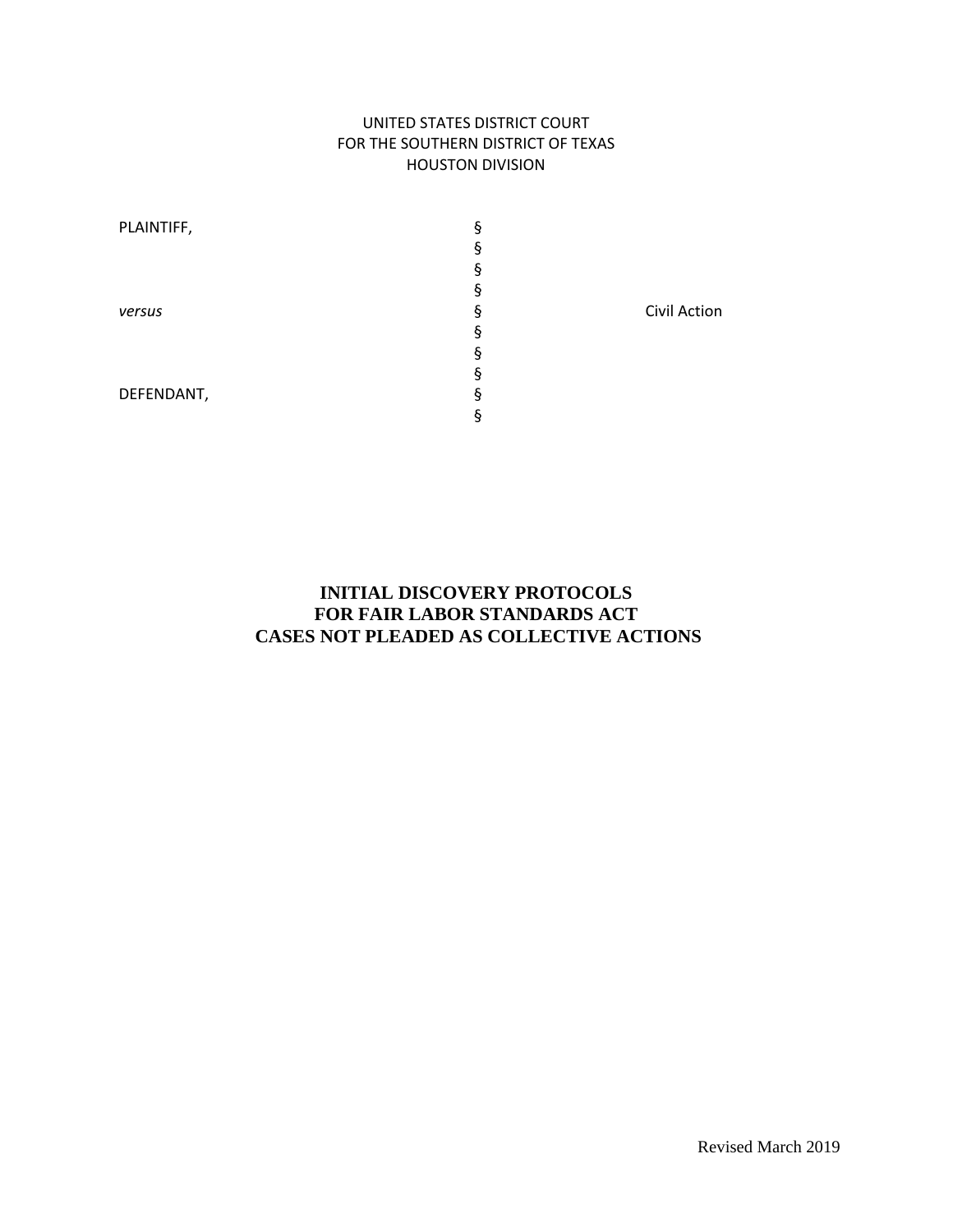UNITED STATES DISTRICT COURT
FOR THE SOUTHERN DISTRICT OF TEXAS
HOUSTON DIVISION

| | | |
|---|---|---|
| PLAINTIFF, | § | |
| | § | |
| | § | |
| | § | |
| *versus* | § | Civil Action |
| | § | |
| | § | |
| | § | |
| DEFENDANT, | § | |
| | § | |

# INITIAL DISCOVERY PROTOCOLS FOR FAIR LABOR STANDARDS ACT CASES NOT PLEADED AS COLLECTIVE ACTIONS

Revised March 2019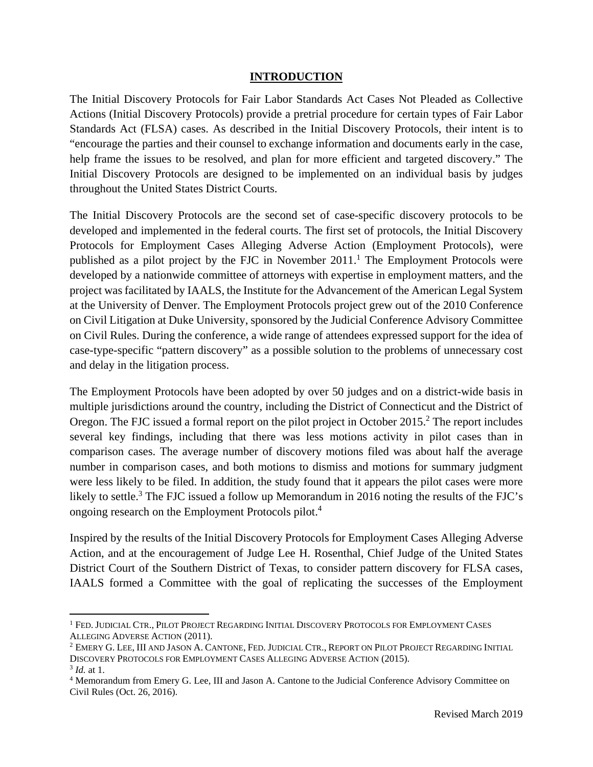## INTRODUCTION

The Initial Discovery Protocols for Fair Labor Standards Act Cases Not Pleaded as Collective Actions (Initial Discovery Protocols) provide a pretrial procedure for certain types of Fair Labor Standards Act (FLSA) cases. As described in the Initial Discovery Protocols, their intent is to "encourage the parties and their counsel to exchange information and documents early in the case, help frame the issues to be resolved, and plan for more efficient and targeted discovery." The Initial Discovery Protocols are designed to be implemented on an individual basis by judges throughout the United States District Courts.

The Initial Discovery Protocols are the second set of case-specific discovery protocols to be developed and implemented in the federal courts. The first set of protocols, the Initial Discovery Protocols for Employment Cases Alleging Adverse Action (Employment Protocols), were published as a pilot project by the FJC in November 2011.[1] The Employment Protocols were developed by a nationwide committee of attorneys with expertise in employment matters, and the project was facilitated by IAALS, the Institute for the Advancement of the American Legal System at the University of Denver. The Employment Protocols project grew out of the 2010 Conference on Civil Litigation at Duke University, sponsored by the Judicial Conference Advisory Committee on Civil Rules. During the conference, a wide range of attendees expressed support for the idea of case-type-specific "pattern discovery" as a possible solution to the problems of unnecessary cost and delay in the litigation process.

The Employment Protocols have been adopted by over 50 judges and on a district-wide basis in multiple jurisdictions around the country, including the District of Connecticut and the District of Oregon. The FJC issued a formal report on the pilot project in October 2015.[2] The report includes several key findings, including that there was less motions activity in pilot cases than in comparison cases. The average number of discovery motions filed was about half the average number in comparison cases, and both motions to dismiss and motions for summary judgment were less likely to be filed. In addition, the study found that it appears the pilot cases were more likely to settle.[3] The FJC issued a follow up Memorandum in 2016 noting the results of the FJC's ongoing research on the Employment Protocols pilot.[4]

Inspired by the results of the Initial Discovery Protocols for Employment Cases Alleging Adverse Action, and at the encouragement of Judge Lee H. Rosenthal, Chief Judge of the United States District Court of the Southern District of Texas, to consider pattern discovery for FLSA cases, IAALS formed a Committee with the goal of replicating the successes of the Employment

---

[1] FED. JUDICIAL CTR., PILOT PROJECT REGARDING INITIAL DISCOVERY PROTOCOLS FOR EMPLOYMENT CASES ALLEGING ADVERSE ACTION (2011).

[2] EMERY G. LEE, III AND JASON A. CANTONE, FED. JUDICIAL CTR., REPORT ON PILOT PROJECT REGARDING INITIAL DISCOVERY PROTOCOLS FOR EMPLOYMENT CASES ALLEGING ADVERSE ACTION (2015).

[3] *Id.* at 1.

[4] Memorandum from Emery G. Lee, III and Jason A. Cantone to the Judicial Conference Advisory Committee on Civil Rules (Oct. 26, 2016).

Revised March 2019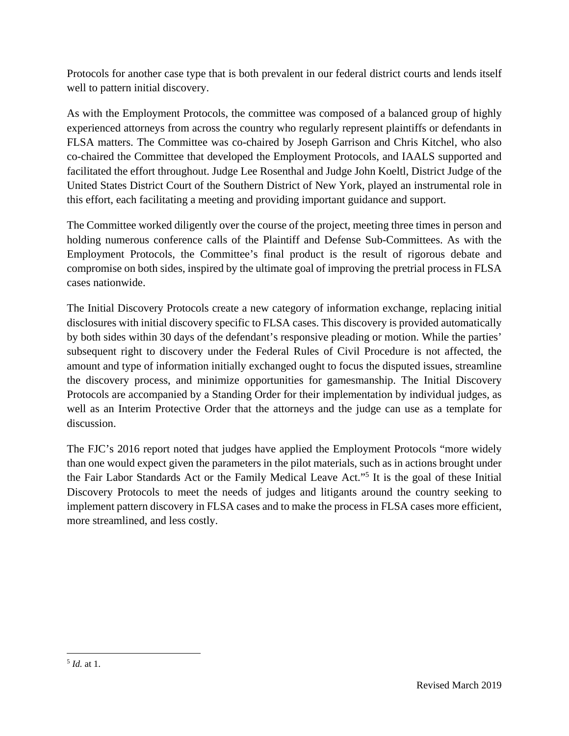Protocols for another case type that is both prevalent in our federal district courts and lends itself well to pattern initial discovery.

As with the Employment Protocols, the committee was composed of a balanced group of highly experienced attorneys from across the country who regularly represent plaintiffs or defendants in FLSA matters. The Committee was co-chaired by Joseph Garrison and Chris Kitchel, who also co-chaired the Committee that developed the Employment Protocols, and IAALS supported and facilitated the effort throughout. Judge Lee Rosenthal and Judge John Koeltl, District Judge of the United States District Court of the Southern District of New York, played an instrumental role in this effort, each facilitating a meeting and providing important guidance and support.

The Committee worked diligently over the course of the project, meeting three times in person and holding numerous conference calls of the Plaintiff and Defense Sub-Committees. As with the Employment Protocols, the Committee's final product is the result of rigorous debate and compromise on both sides, inspired by the ultimate goal of improving the pretrial process in FLSA cases nationwide.

The Initial Discovery Protocols create a new category of information exchange, replacing initial disclosures with initial discovery specific to FLSA cases. This discovery is provided automatically by both sides within 30 days of the defendant's responsive pleading or motion. While the parties' subsequent right to discovery under the Federal Rules of Civil Procedure is not affected, the amount and type of information initially exchanged ought to focus the disputed issues, streamline the discovery process, and minimize opportunities for gamesmanship. The Initial Discovery Protocols are accompanied by a Standing Order for their implementation by individual judges, as well as an Interim Protective Order that the attorneys and the judge can use as a template for discussion.

The FJC's 2016 report noted that judges have applied the Employment Protocols "more widely than one would expect given the parameters in the pilot materials, such as in actions brought under the Fair Labor Standards Act or the Family Medical Leave Act."[5] It is the goal of these Initial Discovery Protocols to meet the needs of judges and litigants around the country seeking to implement pattern discovery in FLSA cases and to make the process in FLSA cases more efficient, more streamlined, and less costly.

---

[5] *Id.* at 1.

Revised March 2019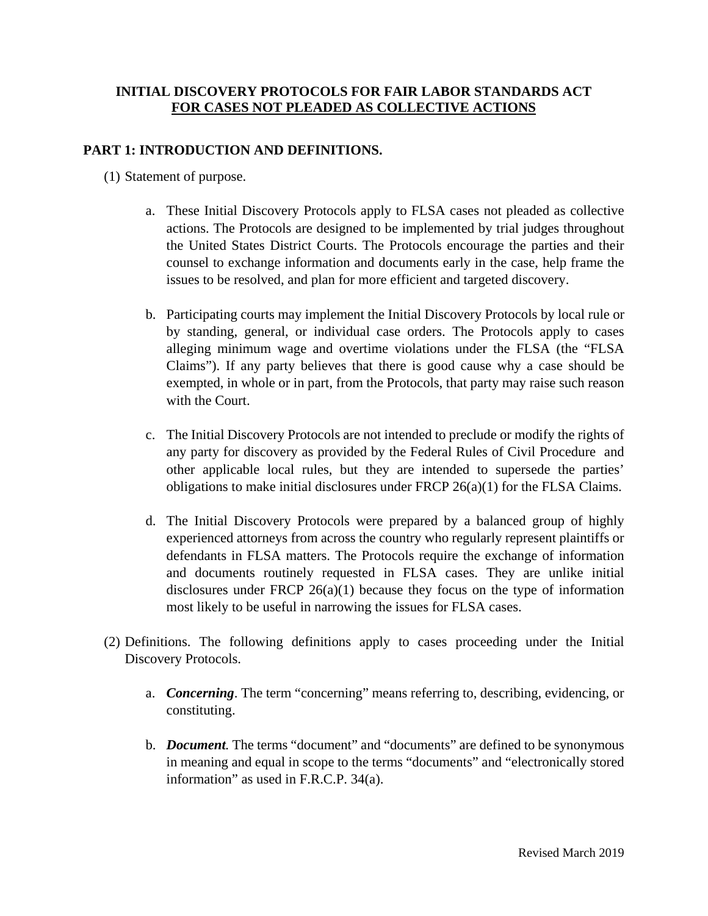**INITIAL DISCOVERY PROTOCOLS FOR FAIR LABOR STANDARDS ACT**
**<u>FOR CASES NOT PLEADED AS COLLECTIVE ACTIONS</u>**

## PART 1: INTRODUCTION AND DEFINITIONS.

(1) Statement of purpose.

a. These Initial Discovery Protocols apply to FLSA cases not pleaded as collective actions. The Protocols are designed to be implemented by trial judges throughout the United States District Courts. The Protocols encourage the parties and their counsel to exchange information and documents early in the case, help frame the issues to be resolved, and plan for more efficient and targeted discovery.

b. Participating courts may implement the Initial Discovery Protocols by local rule or by standing, general, or individual case orders. The Protocols apply to cases alleging minimum wage and overtime violations under the FLSA (the "FLSA Claims"). If any party believes that there is good cause why a case should be exempted, in whole or in part, from the Protocols, that party may raise such reason with the Court.

c. The Initial Discovery Protocols are not intended to preclude or modify the rights of any party for discovery as provided by the Federal Rules of Civil Procedure and other applicable local rules, but they are intended to supersede the parties' obligations to make initial disclosures under FRCP 26(a)(1) for the FLSA Claims.

d. The Initial Discovery Protocols were prepared by a balanced group of highly experienced attorneys from across the country who regularly represent plaintiffs or defendants in FLSA matters. The Protocols require the exchange of information and documents routinely requested in FLSA cases. They are unlike initial disclosures under FRCP 26(a)(1) because they focus on the type of information most likely to be useful in narrowing the issues for FLSA cases.

(2) Definitions. The following definitions apply to cases proceeding under the Initial Discovery Protocols.

a. ***Concerning***. The term "concerning" means referring to, describing, evidencing, or constituting.

b. ***Document***. The terms "document" and "documents" are defined to be synonymous in meaning and equal in scope to the terms "documents" and "electronically stored information" as used in F.R.C.P. 34(a).

Revised March 2019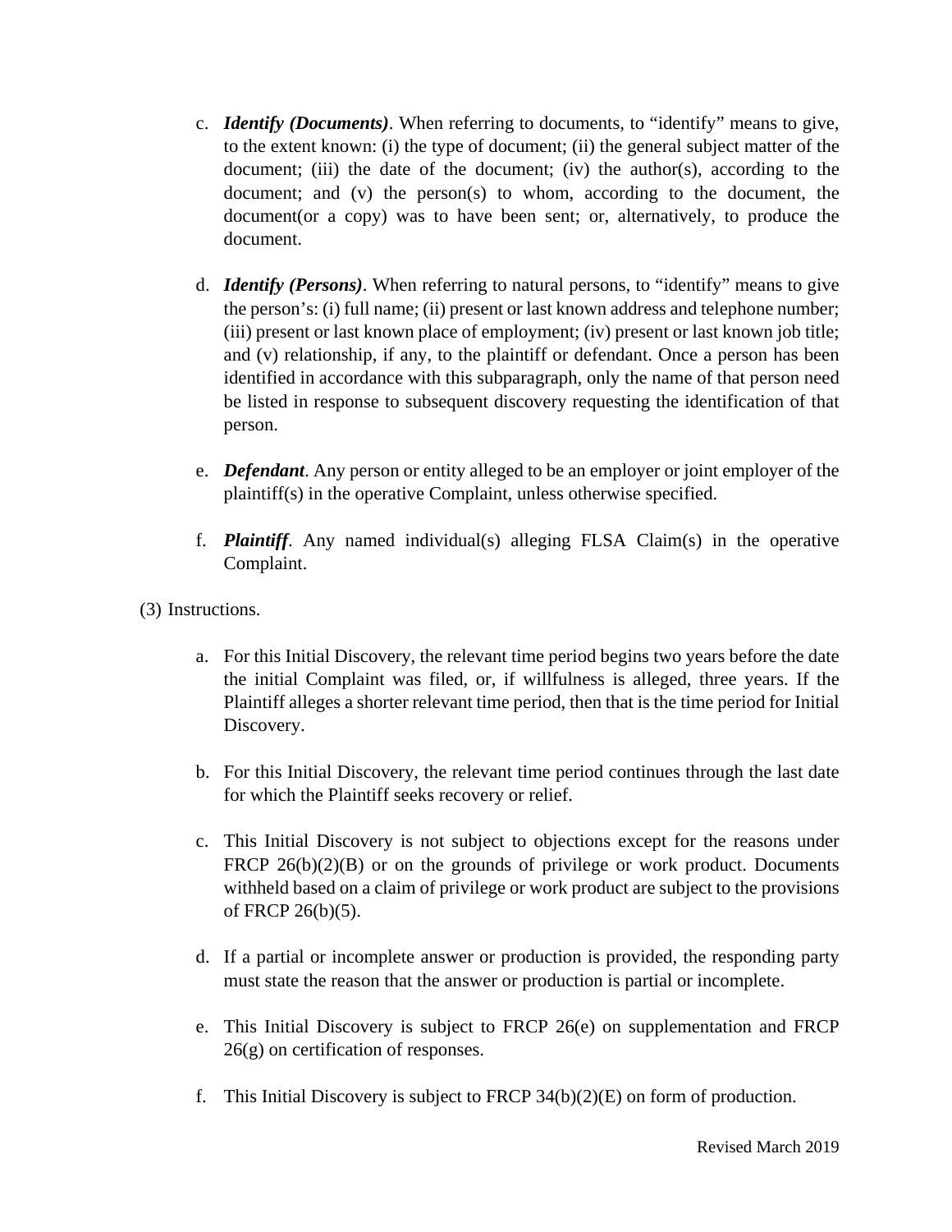c. ***Identify (Documents)***. When referring to documents, to "identify" means to give, to the extent known: (i) the type of document; (ii) the general subject matter of the document; (iii) the date of the document; (iv) the author(s), according to the document; and (v) the person(s) to whom, according to the document, the document(or a copy) was to have been sent; or, alternatively, to produce the document.

d. ***Identify (Persons)***. When referring to natural persons, to "identify" means to give the person's: (i) full name; (ii) present or last known address and telephone number; (iii) present or last known place of employment; (iv) present or last known job title; and (v) relationship, if any, to the plaintiff or defendant. Once a person has been identified in accordance with this subparagraph, only the name of that person need be listed in response to subsequent discovery requesting the identification of that person.

e. ***Defendant***. Any person or entity alleged to be an employer or joint employer of the plaintiff(s) in the operative Complaint, unless otherwise specified.

f. ***Plaintiff***. Any named individual(s) alleging FLSA Claim(s) in the operative Complaint.

(3) Instructions.

a. For this Initial Discovery, the relevant time period begins two years before the date the initial Complaint was filed, or, if willfulness is alleged, three years. If the Plaintiff alleges a shorter relevant time period, then that is the time period for Initial Discovery.

b. For this Initial Discovery, the relevant time period continues through the last date for which the Plaintiff seeks recovery or relief.

c. This Initial Discovery is not subject to objections except for the reasons under FRCP 26(b)(2)(B) or on the grounds of privilege or work product. Documents withheld based on a claim of privilege or work product are subject to the provisions of FRCP 26(b)(5).

d. If a partial or incomplete answer or production is provided, the responding party must state the reason that the answer or production is partial or incomplete.

e. This Initial Discovery is subject to FRCP 26(e) on supplementation and FRCP 26(g) on certification of responses.

f. This Initial Discovery is subject to FRCP 34(b)(2)(E) on form of production.

Revised March 2019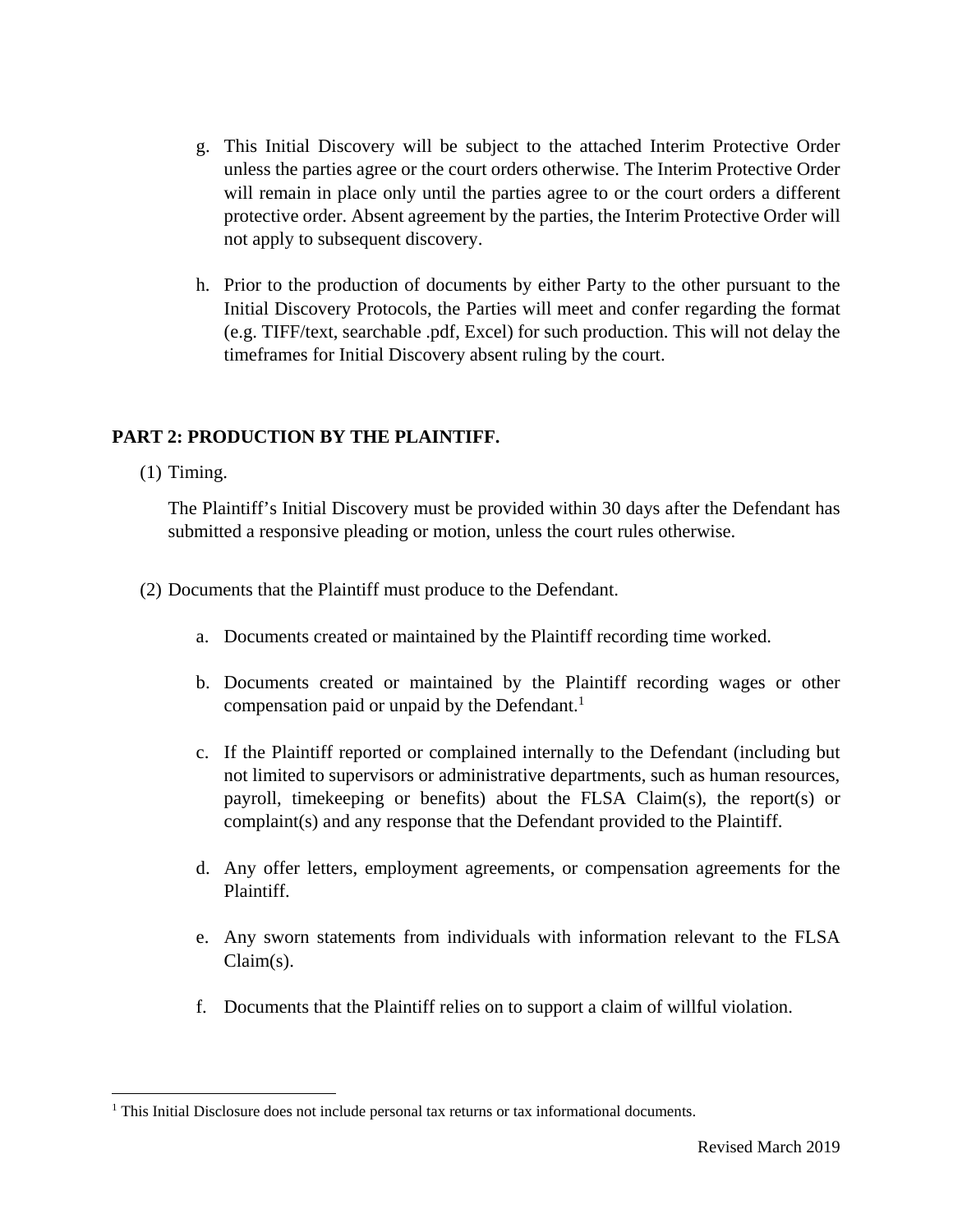g. This Initial Discovery will be subject to the attached Interim Protective Order unless the parties agree or the court orders otherwise. The Interim Protective Order will remain in place only until the parties agree to or the court orders a different protective order. Absent agreement by the parties, the Interim Protective Order will not apply to subsequent discovery.

h. Prior to the production of documents by either Party to the other pursuant to the Initial Discovery Protocols, the Parties will meet and confer regarding the format (e.g. TIFF/text, searchable .pdf, Excel) for such production. This will not delay the timeframes for Initial Discovery absent ruling by the court.

**PART 2: PRODUCTION BY THE PLAINTIFF.**

(1) Timing.

The Plaintiff's Initial Discovery must be provided within 30 days after the Defendant has submitted a responsive pleading or motion, unless the court rules otherwise.

(2) Documents that the Plaintiff must produce to the Defendant.

a. Documents created or maintained by the Plaintiff recording time worked.

b. Documents created or maintained by the Plaintiff recording wages or other compensation paid or unpaid by the Defendant.[1]

c. If the Plaintiff reported or complained internally to the Defendant (including but not limited to supervisors or administrative departments, such as human resources, payroll, timekeeping or benefits) about the FLSA Claim(s), the report(s) or complaint(s) and any response that the Defendant provided to the Plaintiff.

d. Any offer letters, employment agreements, or compensation agreements for the Plaintiff.

e. Any sworn statements from individuals with information relevant to the FLSA Claim(s).

f. Documents that the Plaintiff relies on to support a claim of willful violation.

[1] This Initial Disclosure does not include personal tax returns or tax informational documents.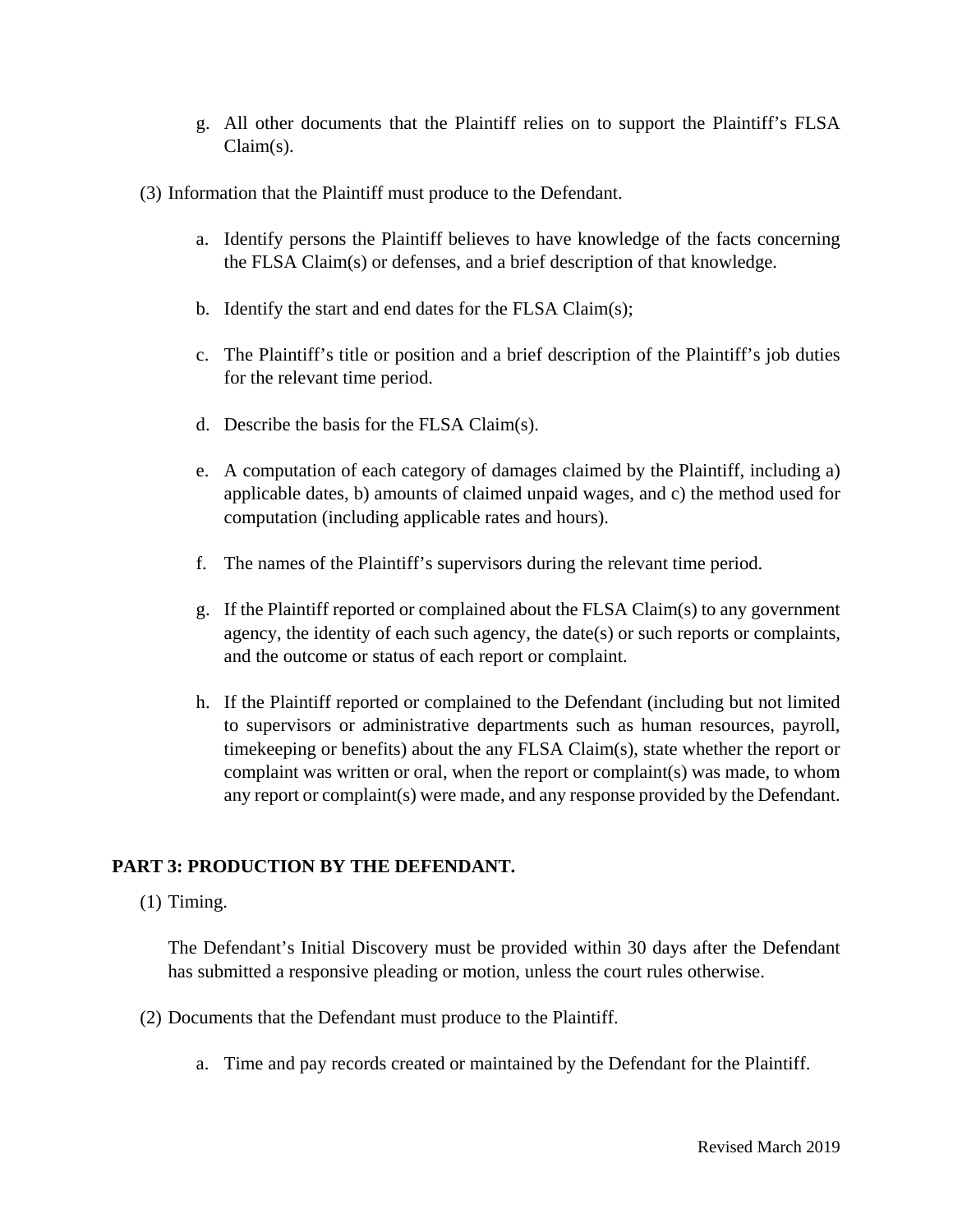g. All other documents that the Plaintiff relies on to support the Plaintiff's FLSA Claim(s).

(3) Information that the Plaintiff must produce to the Defendant.

a. Identify persons the Plaintiff believes to have knowledge of the facts concerning the FLSA Claim(s) or defenses, and a brief description of that knowledge.

b. Identify the start and end dates for the FLSA Claim(s);

c. The Plaintiff's title or position and a brief description of the Plaintiff's job duties for the relevant time period.

d. Describe the basis for the FLSA Claim(s).

e. A computation of each category of damages claimed by the Plaintiff, including a) applicable dates, b) amounts of claimed unpaid wages, and c) the method used for computation (including applicable rates and hours).

f. The names of the Plaintiff's supervisors during the relevant time period.

g. If the Plaintiff reported or complained about the FLSA Claim(s) to any government agency, the identity of each such agency, the date(s) or such reports or complaints, and the outcome or status of each report or complaint.

h. If the Plaintiff reported or complained to the Defendant (including but not limited to supervisors or administrative departments such as human resources, payroll, timekeeping or benefits) about the any FLSA Claim(s), state whether the report or complaint was written or oral, when the report or complaint(s) was made, to whom any report or complaint(s) were made, and any response provided by the Defendant.

## PART 3: PRODUCTION BY THE DEFENDANT.

(1) Timing.

The Defendant's Initial Discovery must be provided within 30 days after the Defendant has submitted a responsive pleading or motion, unless the court rules otherwise.

(2) Documents that the Defendant must produce to the Plaintiff.

a. Time and pay records created or maintained by the Defendant for the Plaintiff.

Revised March 2019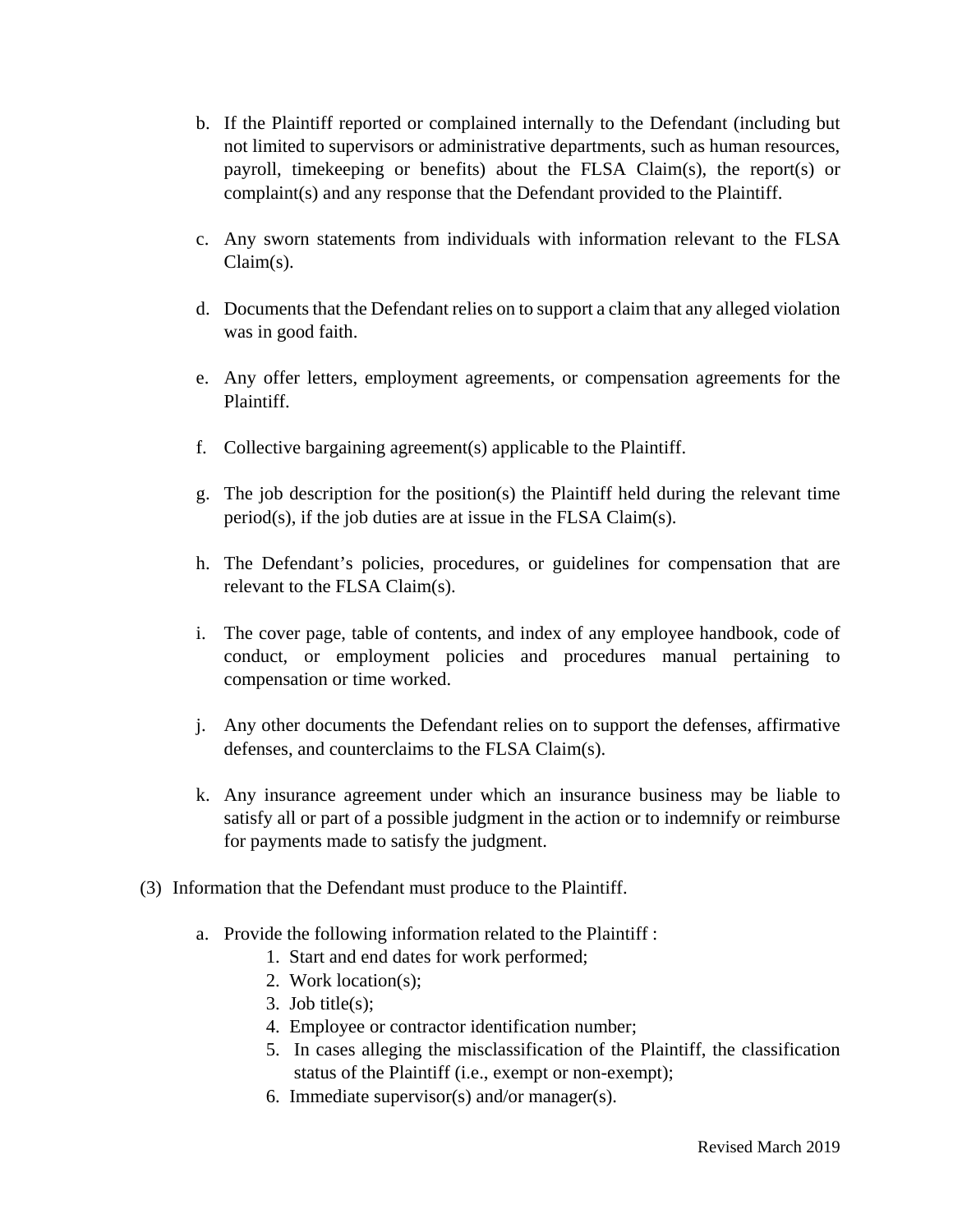b. If the Plaintiff reported or complained internally to the Defendant (including but not limited to supervisors or administrative departments, such as human resources, payroll, timekeeping or benefits) about the FLSA Claim(s), the report(s) or complaint(s) and any response that the Defendant provided to the Plaintiff.

c. Any sworn statements from individuals with information relevant to the FLSA Claim(s).

d. Documents that the Defendant relies on to support a claim that any alleged violation was in good faith.

e. Any offer letters, employment agreements, or compensation agreements for the Plaintiff.

f. Collective bargaining agreement(s) applicable to the Plaintiff.

g. The job description for the position(s) the Plaintiff held during the relevant time period(s), if the job duties are at issue in the FLSA Claim(s).

h. The Defendant's policies, procedures, or guidelines for compensation that are relevant to the FLSA Claim(s).

i. The cover page, table of contents, and index of any employee handbook, code of conduct, or employment policies and procedures manual pertaining to compensation or time worked.

j. Any other documents the Defendant relies on to support the defenses, affirmative defenses, and counterclaims to the FLSA Claim(s).

k. Any insurance agreement under which an insurance business may be liable to satisfy all or part of a possible judgment in the action or to indemnify or reimburse for payments made to satisfy the judgment.

(3) Information that the Defendant must produce to the Plaintiff.

a. Provide the following information related to the Plaintiff :
   1. Start and end dates for work performed;
   2. Work location(s);
   3. Job title(s);
   4. Employee or contractor identification number;
   5. In cases alleging the misclassification of the Plaintiff, the classification status of the Plaintiff (i.e., exempt or non-exempt);
   6. Immediate supervisor(s) and/or manager(s).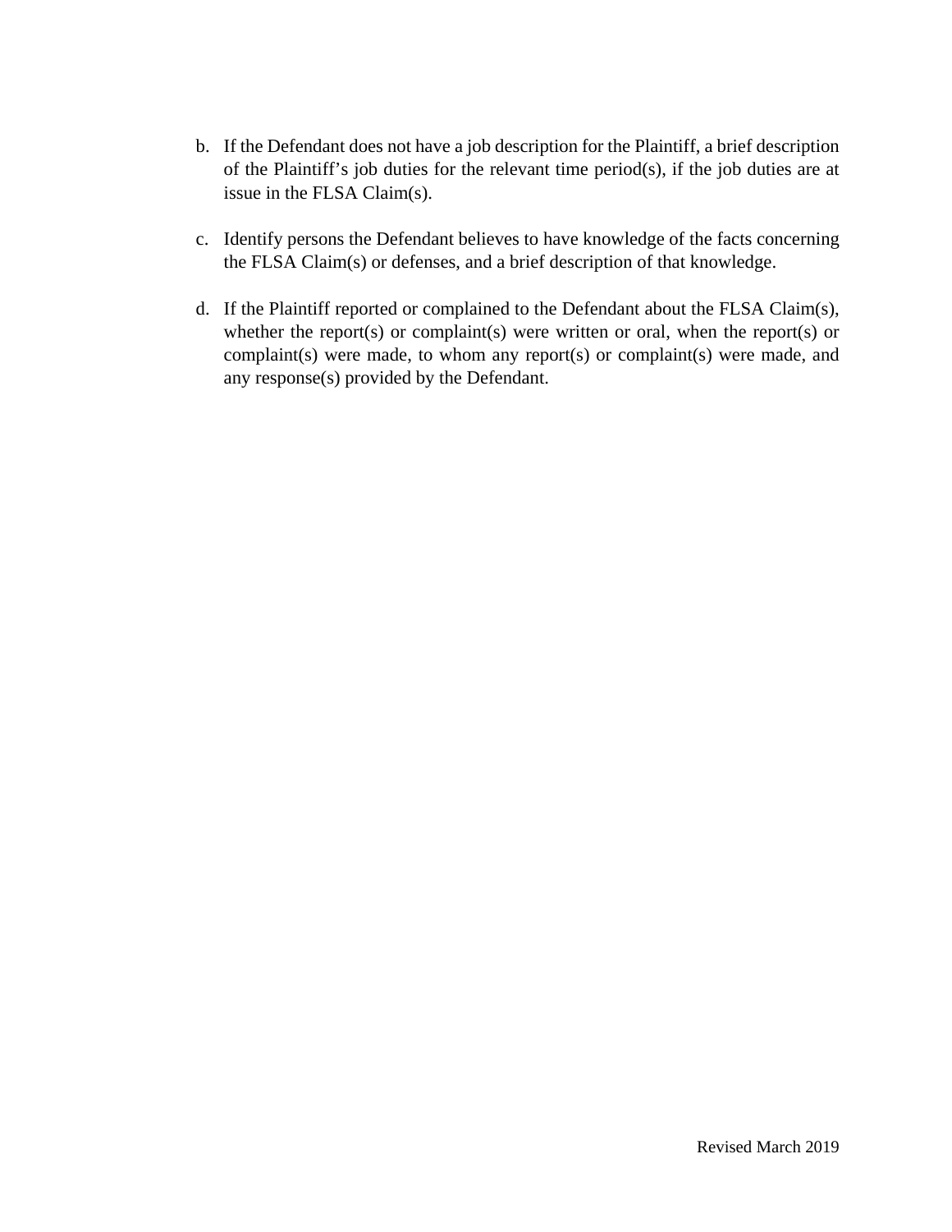b. If the Defendant does not have a job description for the Plaintiff, a brief description of the Plaintiff's job duties for the relevant time period(s), if the job duties are at issue in the FLSA Claim(s).

c. Identify persons the Defendant believes to have knowledge of the facts concerning the FLSA Claim(s) or defenses, and a brief description of that knowledge.

d. If the Plaintiff reported or complained to the Defendant about the FLSA Claim(s), whether the report(s) or complaint(s) were written or oral, when the report(s) or complaint(s) were made, to whom any report(s) or complaint(s) were made, and any response(s) provided by the Defendant.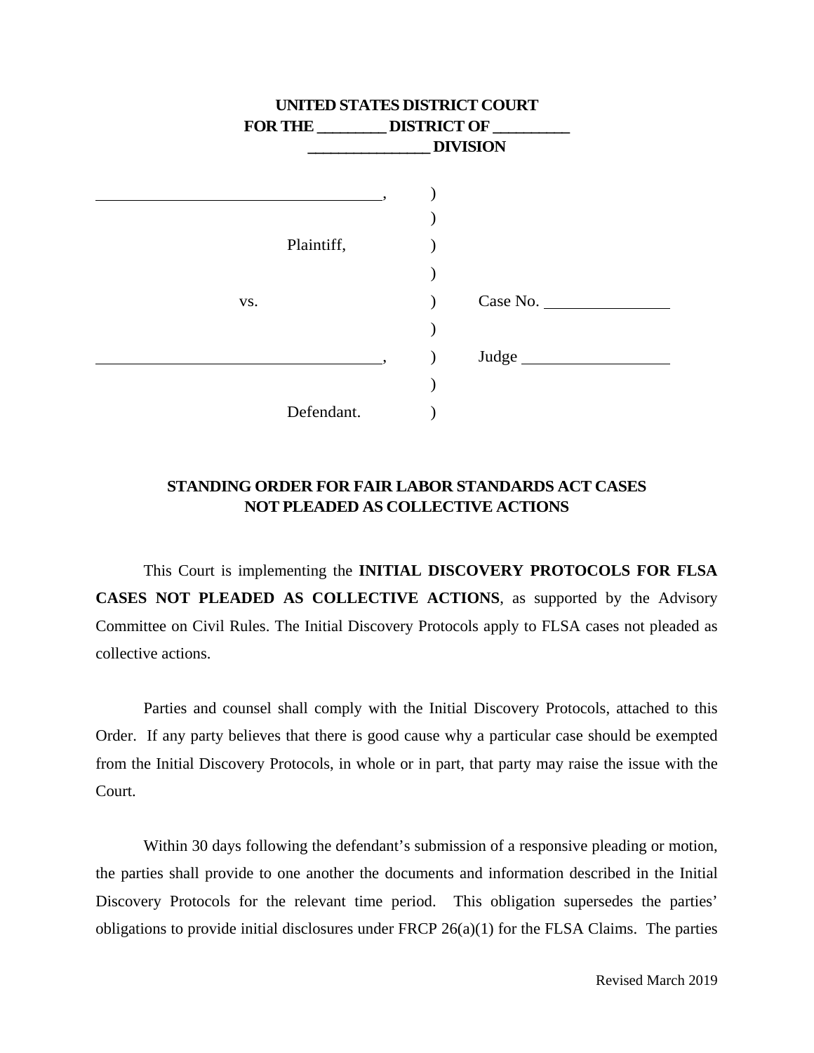**UNITED STATES DISTRICT COURT**
**FOR THE \_\_\_\_\_\_\_\_\_ DISTRICT OF \_\_\_\_\_\_\_\_\_\_**
**\_\_\_\_\_\_\_\_\_\_\_\_\_\_\_\_ DIVISION**

| | | |
|---|---|---|
| \_\_\_\_\_\_\_\_\_\_\_\_\_\_\_\_\_\_\_\_\_\_\_\_\_\_\_\_\_\_\_\_\_\_\_\_, | ) | |
| | ) | |
| Plaintiff, | ) | |
| | ) | |
| vs. | ) | Case No. \_\_\_\_\_\_\_\_\_\_\_\_\_\_\_\_ |
| | ) | |
| \_\_\_\_\_\_\_\_\_\_\_\_\_\_\_\_\_\_\_\_\_\_\_\_\_\_\_\_\_\_\_\_\_\_\_\_, | ) | Judge \_\_\_\_\_\_\_\_\_\_\_\_\_\_\_\_\_\_\_ |
| | ) | |
| Defendant. | ) | |

## STANDING ORDER FOR FAIR LABOR STANDARDS ACT CASES NOT PLEADED AS COLLECTIVE ACTIONS

This Court is implementing the **INITIAL DISCOVERY PROTOCOLS FOR FLSA CASES NOT PLEADED AS COLLECTIVE ACTIONS**, as supported by the Advisory Committee on Civil Rules. The Initial Discovery Protocols apply to FLSA cases not pleaded as collective actions.

Parties and counsel shall comply with the Initial Discovery Protocols, attached to this Order. If any party believes that there is good cause why a particular case should be exempted from the Initial Discovery Protocols, in whole or in part, that party may raise the issue with the Court.

Within 30 days following the defendant's submission of a responsive pleading or motion, the parties shall provide to one another the documents and information described in the Initial Discovery Protocols for the relevant time period. This obligation supersedes the parties' obligations to provide initial disclosures under FRCP 26(a)(1) for the FLSA Claims. The parties

Revised March 2019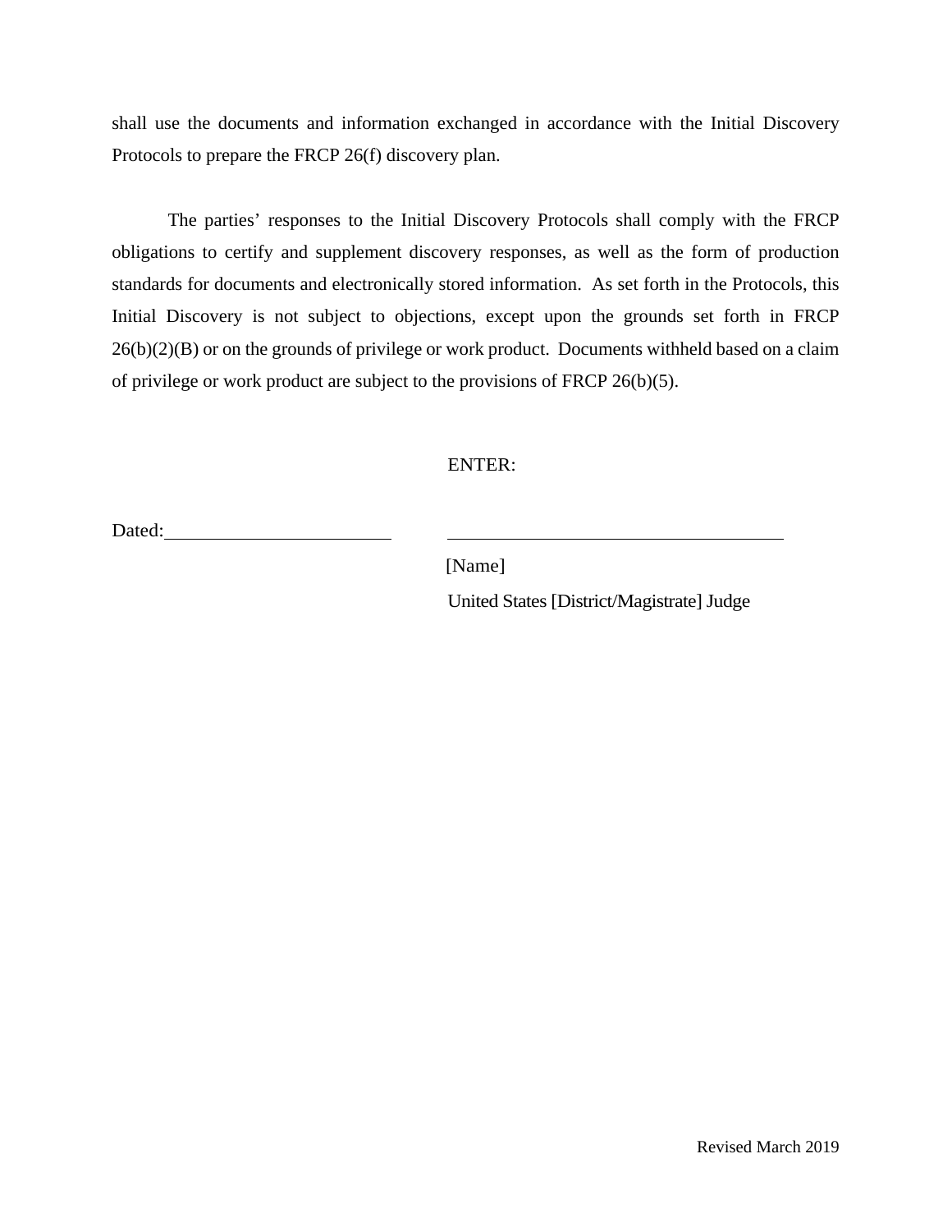shall use the documents and information exchanged in accordance with the Initial Discovery Protocols to prepare the FRCP 26(f) discovery plan.

The parties' responses to the Initial Discovery Protocols shall comply with the FRCP obligations to certify and supplement discovery responses, as well as the form of production standards for documents and electronically stored information. As set forth in the Protocols, this Initial Discovery is not subject to objections, except upon the grounds set forth in FRCP 26(b)(2)(B) or on the grounds of privilege or work product. Documents withheld based on a claim of privilege or work product are subject to the provisions of FRCP 26(b)(5).

ENTER:

Dated:\_\_\_\_\_\_\_\_\_\_\_\_\_\_\_\_\_\_\_\_\_\_\_\_ \_\_\_\_\_\_\_\_\_\_\_\_\_\_\_\_\_\_\_\_\_\_\_\_\_\_\_\_\_\_\_\_\_\_\_\_\_\_

[Name]

United States [District/Magistrate] Judge

Revised March 2019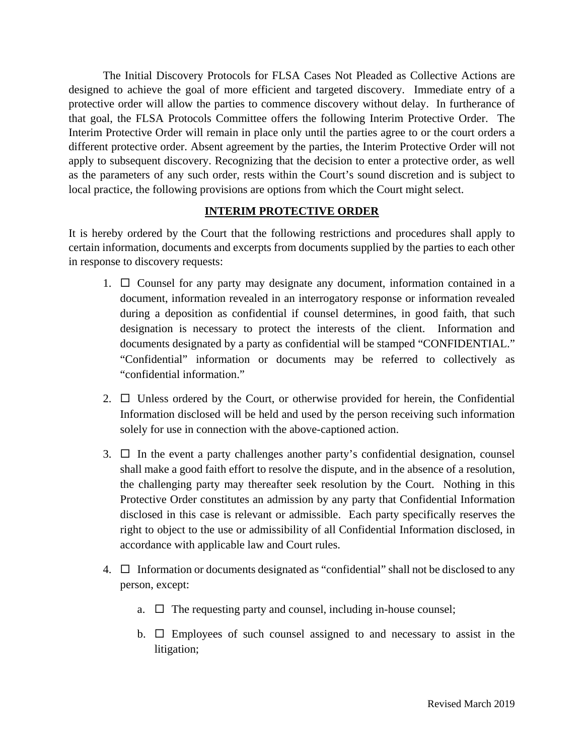The Initial Discovery Protocols for FLSA Cases Not Pleaded as Collective Actions are designed to achieve the goal of more efficient and targeted discovery. Immediate entry of a protective order will allow the parties to commence discovery without delay. In furtherance of that goal, the FLSA Protocols Committee offers the following Interim Protective Order. The Interim Protective Order will remain in place only until the parties agree to or the court orders a different protective order. Absent agreement by the parties, the Interim Protective Order will not apply to subsequent discovery. Recognizing that the decision to enter a protective order, as well as the parameters of any such order, rests within the Court's sound discretion and is subject to local practice, the following provisions are options from which the Court might select.

## INTERIM PROTECTIVE ORDER

It is hereby ordered by the Court that the following restrictions and procedures shall apply to certain information, documents and excerpts from documents supplied by the parties to each other in response to discovery requests:

1. ☐ Counsel for any party may designate any document, information contained in a document, information revealed in an interrogatory response or information revealed during a deposition as confidential if counsel determines, in good faith, that such designation is necessary to protect the interests of the client. Information and documents designated by a party as confidential will be stamped "CONFIDENTIAL." "Confidential" information or documents may be referred to collectively as "confidential information."

2. ☐ Unless ordered by the Court, or otherwise provided for herein, the Confidential Information disclosed will be held and used by the person receiving such information solely for use in connection with the above-captioned action.

3. ☐ In the event a party challenges another party's confidential designation, counsel shall make a good faith effort to resolve the dispute, and in the absence of a resolution, the challenging party may thereafter seek resolution by the Court. Nothing in this Protective Order constitutes an admission by any party that Confidential Information disclosed in this case is relevant or admissible. Each party specifically reserves the right to object to the use or admissibility of all Confidential Information disclosed, in accordance with applicable law and Court rules.

4. ☐ Information or documents designated as "confidential" shall not be disclosed to any person, except:

   a. ☐ The requesting party and counsel, including in-house counsel;

   b. ☐ Employees of such counsel assigned to and necessary to assist in the litigation;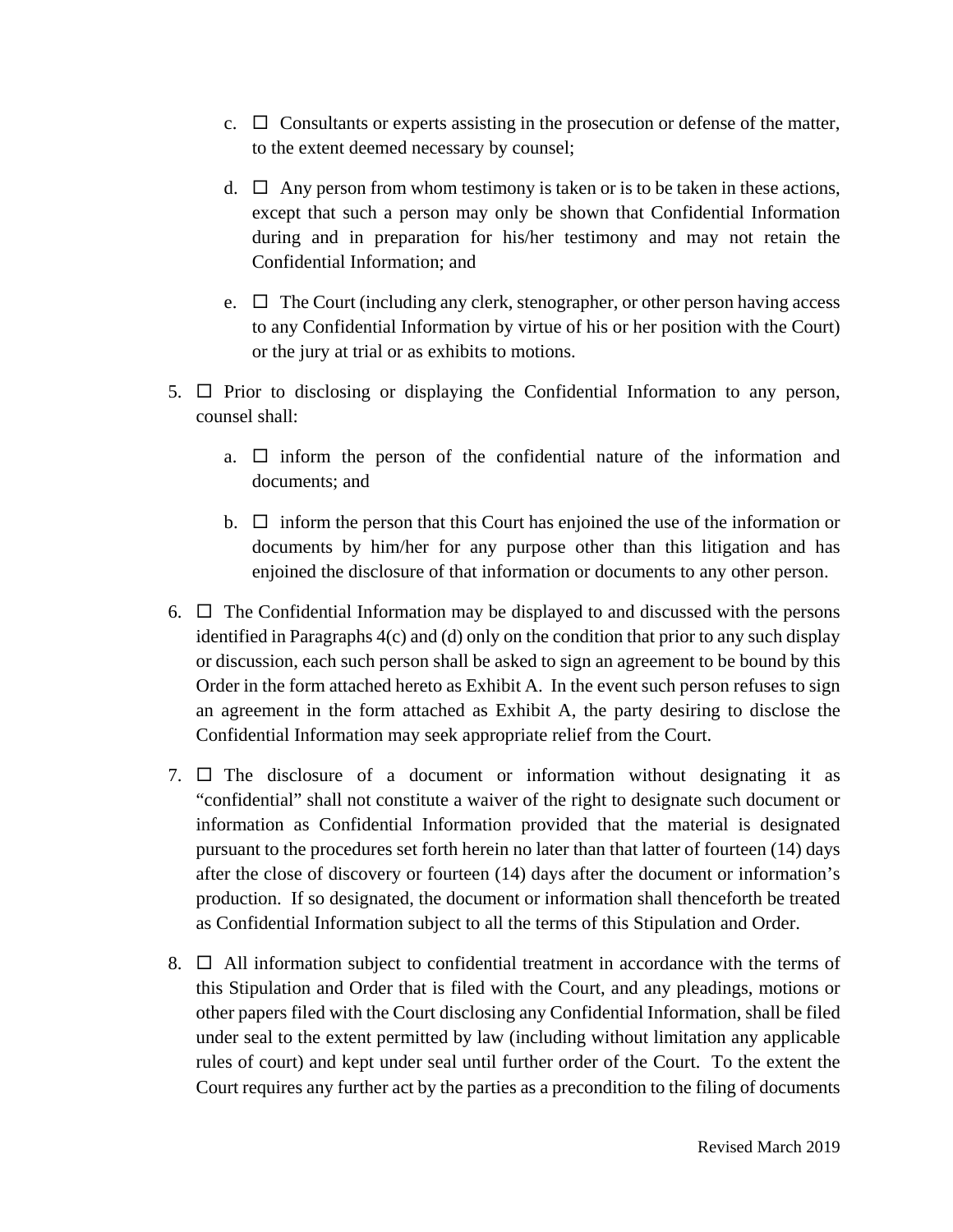c. ☐ Consultants or experts assisting in the prosecution or defense of the matter, to the extent deemed necessary by counsel;

d. ☐ Any person from whom testimony is taken or is to be taken in these actions, except that such a person may only be shown that Confidential Information during and in preparation for his/her testimony and may not retain the Confidential Information; and

e. ☐ The Court (including any clerk, stenographer, or other person having access to any Confidential Information by virtue of his or her position with the Court) or the jury at trial or as exhibits to motions.

5. ☐ Prior to disclosing or displaying the Confidential Information to any person, counsel shall:

   a. ☐ inform the person of the confidential nature of the information and documents; and

   b. ☐ inform the person that this Court has enjoined the use of the information or documents by him/her for any purpose other than this litigation and has enjoined the disclosure of that information or documents to any other person.

6. ☐ The Confidential Information may be displayed to and discussed with the persons identified in Paragraphs 4(c) and (d) only on the condition that prior to any such display or discussion, each such person shall be asked to sign an agreement to be bound by this Order in the form attached hereto as Exhibit A. In the event such person refuses to sign an agreement in the form attached as Exhibit A, the party desiring to disclose the Confidential Information may seek appropriate relief from the Court.

7. ☐ The disclosure of a document or information without designating it as "confidential" shall not constitute a waiver of the right to designate such document or information as Confidential Information provided that the material is designated pursuant to the procedures set forth herein no later than that latter of fourteen (14) days after the close of discovery or fourteen (14) days after the document or information's production. If so designated, the document or information shall thenceforth be treated as Confidential Information subject to all the terms of this Stipulation and Order.

8. ☐ All information subject to confidential treatment in accordance with the terms of this Stipulation and Order that is filed with the Court, and any pleadings, motions or other papers filed with the Court disclosing any Confidential Information, shall be filed under seal to the extent permitted by law (including without limitation any applicable rules of court) and kept under seal until further order of the Court. To the extent the Court requires any further act by the parties as a precondition to the filing of documents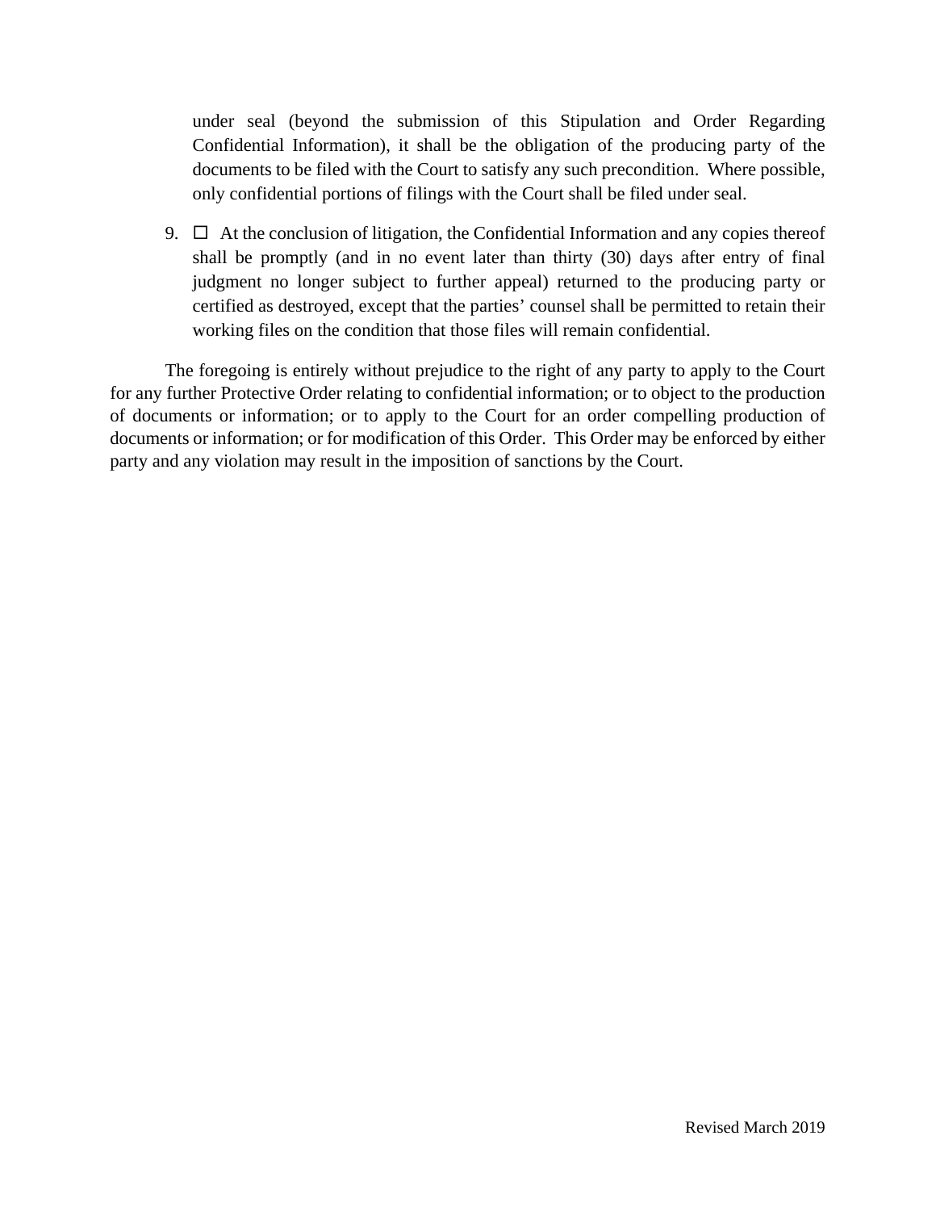under seal (beyond the submission of this Stipulation and Order Regarding Confidential Information), it shall be the obligation of the producing party of the documents to be filed with the Court to satisfy any such precondition. Where possible, only confidential portions of filings with the Court shall be filed under seal.

9. ☐ At the conclusion of litigation, the Confidential Information and any copies thereof shall be promptly (and in no event later than thirty (30) days after entry of final judgment no longer subject to further appeal) returned to the producing party or certified as destroyed, except that the parties' counsel shall be permitted to retain their working files on the condition that those files will remain confidential.

The foregoing is entirely without prejudice to the right of any party to apply to the Court for any further Protective Order relating to confidential information; or to object to the production of documents or information; or to apply to the Court for an order compelling production of documents or information; or for modification of this Order. This Order may be enforced by either party and any violation may result in the imposition of sanctions by the Court.

Revised March 2019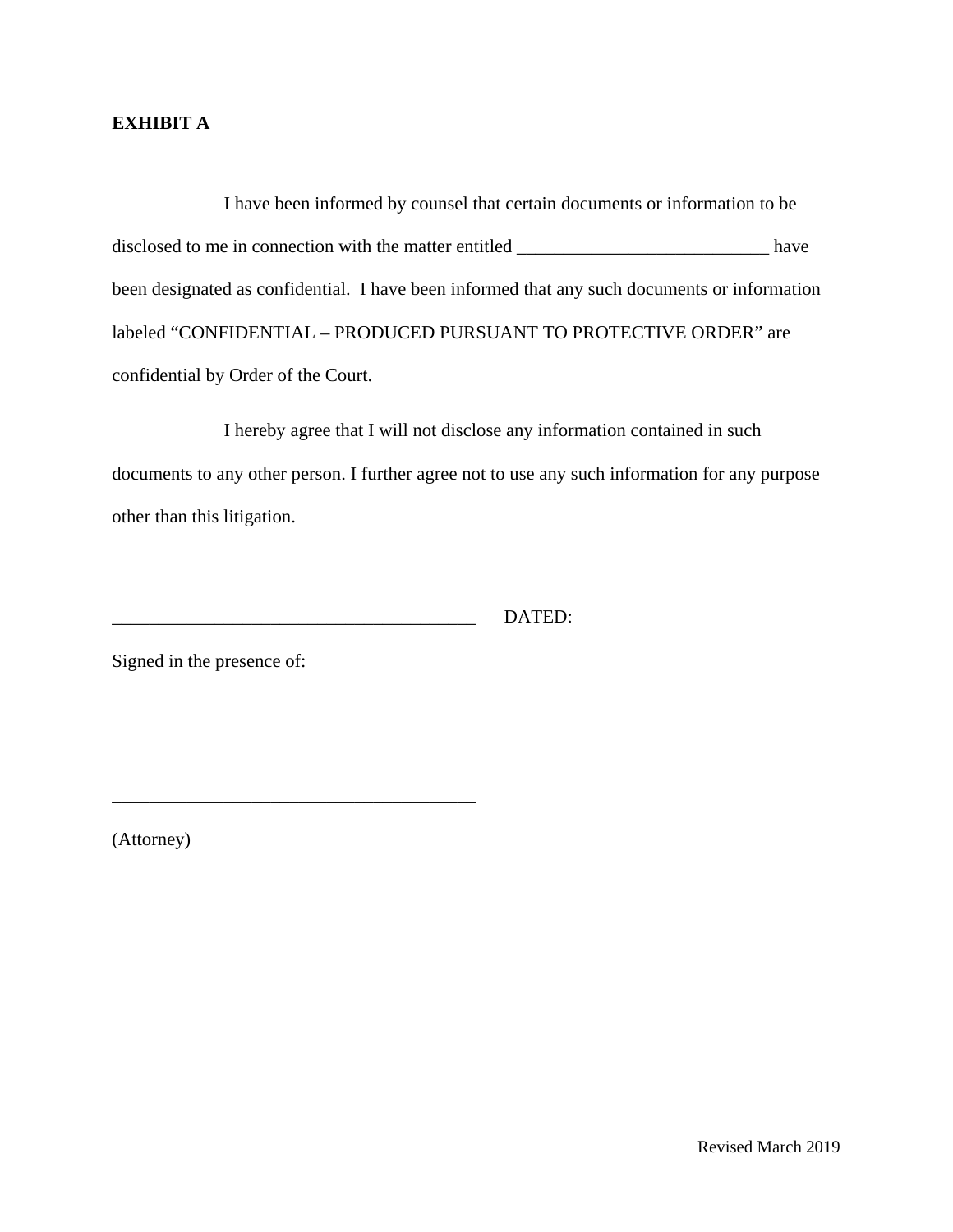**EXHIBIT A**

I have been informed by counsel that certain documents or information to be disclosed to me in connection with the matter entitled ___________________________ have been designated as confidential. I have been informed that any such documents or information labeled "CONFIDENTIAL – PRODUCED PURSUANT TO PROTECTIVE ORDER" are confidential by Order of the Court.

I hereby agree that I will not disclose any information contained in such documents to any other person. I further agree not to use any such information for any purpose other than this litigation.

_______________________________________ DATED:

Signed in the presence of:

_______________________________________

(Attorney)

Revised March 2019